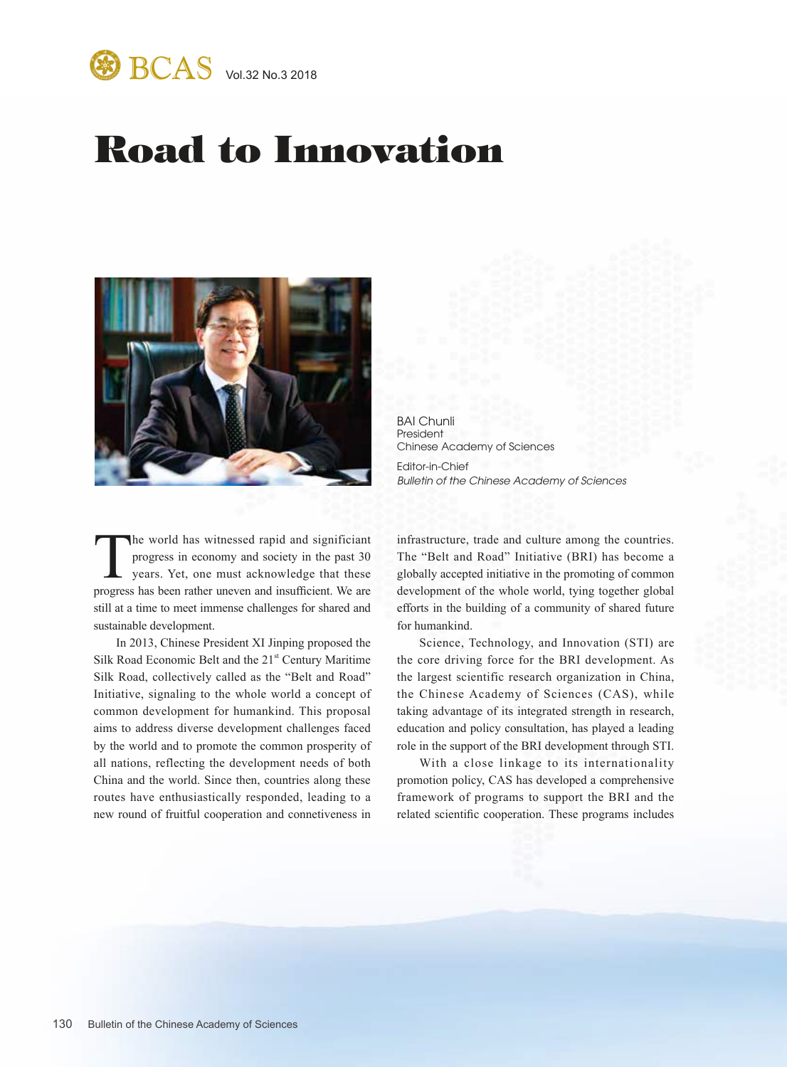# Road to Innovation

BAI Chunli
President
Chinese Academy of Sciences

Editor-in-Chief
*Bulletin of the Chinese Academy of Sciences*

The world has witnessed rapid and significiant progress in economy and society in the past 30 years. Yet, one must acknowledge that these progress has been rather uneven and insufficient. We are still at a time to meet immense challenges for shared and sustainable development.

In 2013, Chinese President XI Jinping proposed the Silk Road Economic Belt and the 21st Century Maritime Silk Road, collectively called as the "Belt and Road" Initiative, signaling to the whole world a concept of common development for humankind. This proposal aims to address diverse development challenges faced by the world and to promote the common prosperity of all nations, reflecting the development needs of both China and the world. Since then, countries along these routes have enthusiastically responded, leading to a new round of fruitful cooperation and connetiveness in infrastructure, trade and culture among the countries. The "Belt and Road" Initiative (BRI) has become a globally accepted initiative in the promoting of common development of the whole world, tying together global efforts in the building of a community of shared future for humankind.

Science, Technology, and Innovation (STI) are the core driving force for the BRI development. As the largest scientific research organization in China, the Chinese Academy of Sciences (CAS), while taking advantage of its integrated strength in research, education and policy consultation, has played a leading role in the support of the BRI development through STI.

With a close linkage to its internationality promotion policy, CAS has developed a comprehensive framework of programs to support the BRI and the related scientific cooperation. These programs includes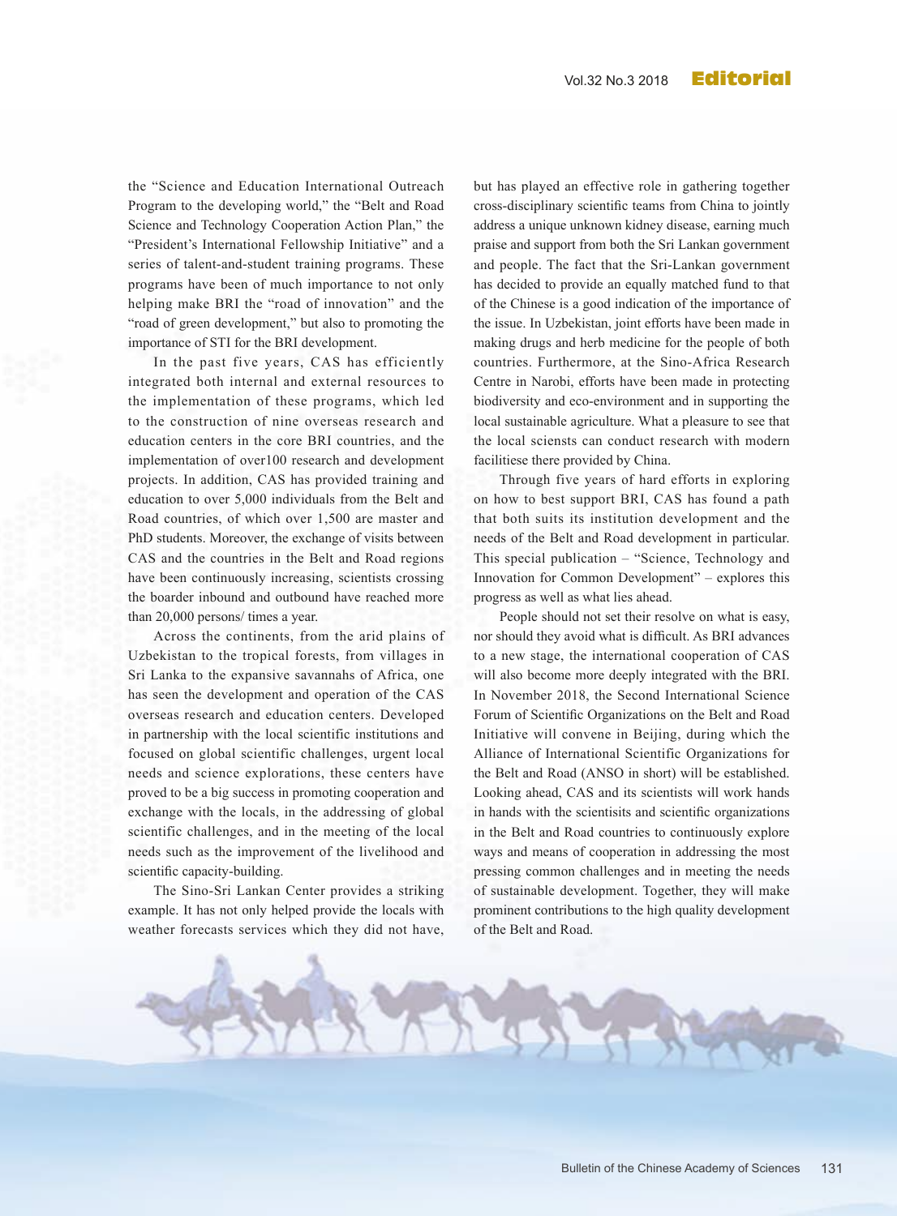the "Science and Education International Outreach Program to the developing world," the "Belt and Road Science and Technology Cooperation Action Plan," the "President's International Fellowship Initiative" and a series of talent-and-student training programs. These programs have been of much importance to not only helping make BRI the "road of innovation" and the "road of green development," but also to promoting the importance of STI for the BRI development.

In the past five years, CAS has efficiently integrated both internal and external resources to the implementation of these programs, which led to the construction of nine overseas research and education centers in the core BRI countries, and the implementation of over100 research and development projects. In addition, CAS has provided training and education to over 5,000 individuals from the Belt and Road countries, of which over 1,500 are master and PhD students. Moreover, the exchange of visits between CAS and the countries in the Belt and Road regions have been continuously increasing, scientists crossing the boarder inbound and outbound have reached more than 20,000 persons/ times a year.

Across the continents, from the arid plains of Uzbekistan to the tropical forests, from villages in Sri Lanka to the expansive savannahs of Africa, one has seen the development and operation of the CAS overseas research and education centers. Developed in partnership with the local scientific institutions and focused on global scientific challenges, urgent local needs and science explorations, these centers have proved to be a big success in promoting cooperation and exchange with the locals, in the addressing of global scientific challenges, and in the meeting of the local needs such as the improvement of the livelihood and scientific capacity-building.

The Sino-Sri Lankan Center provides a striking example. It has not only helped provide the locals with weather forecasts services which they did not have, but has played an effective role in gathering together cross-disciplinary scientific teams from China to jointly address a unique unknown kidney disease, earning much praise and support from both the Sri Lankan government and people. The fact that the Sri-Lankan government has decided to provide an equally matched fund to that of the Chinese is a good indication of the importance of the issue. In Uzbekistan, joint efforts have been made in making drugs and herb medicine for the people of both countries. Furthermore, at the Sino-Africa Research Centre in Narobi, efforts have been made in protecting biodiversity and eco-environment and in supporting the local sustainable agriculture. What a pleasure to see that the local sciensts can conduct research with modern facilitiese there provided by China.

Through five years of hard efforts in exploring on how to best support BRI, CAS has found a path that both suits its institution development and the needs of the Belt and Road development in particular. This special publication – "Science, Technology and Innovation for Common Development" – explores this progress as well as what lies ahead.

People should not set their resolve on what is easy, nor should they avoid what is difficult. As BRI advances to a new stage, the international cooperation of CAS will also become more deeply integrated with the BRI. In November 2018, the Second International Science Forum of Scientific Organizations on the Belt and Road Initiative will convene in Beijing, during which the Alliance of International Scientific Organizations for the Belt and Road (ANSO in short) will be established. Looking ahead, CAS and its scientists will work hands in hands with the scientisits and scientific organizations in the Belt and Road countries to continuously explore ways and means of cooperation in addressing the most pressing common challenges and in meeting the needs of sustainable development. Together, they will make prominent contributions to the high quality development of the Belt and Road.